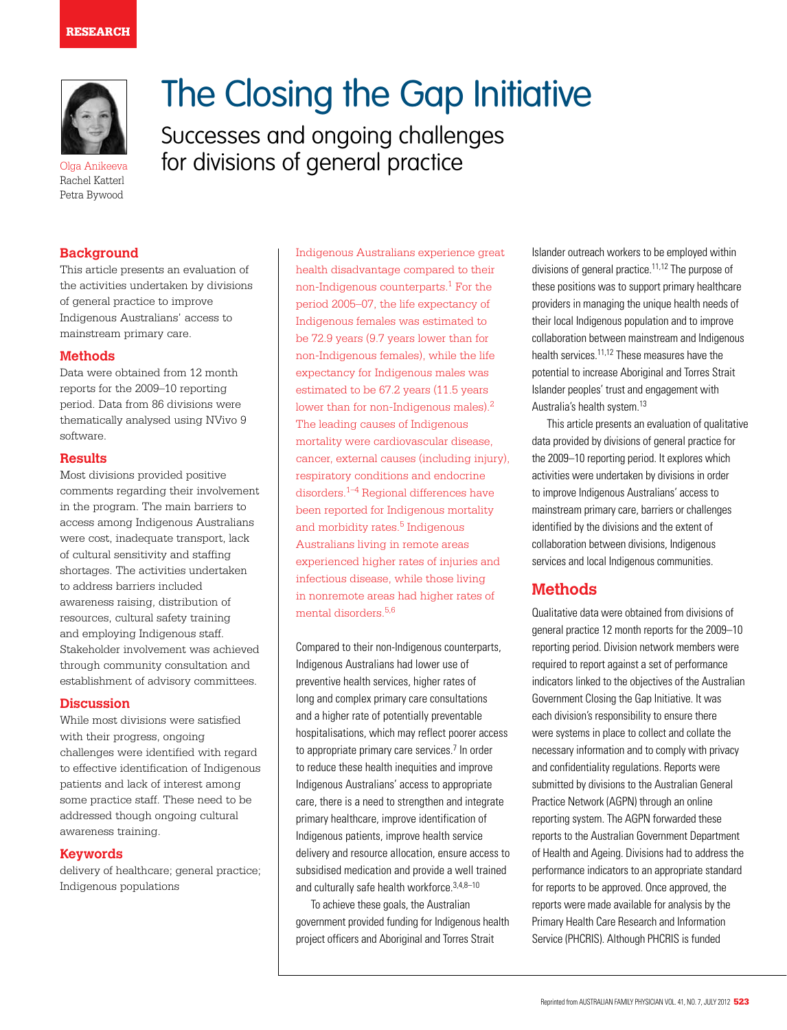RESEARCH

# The Closing the Gap Initiative

## Successes and ongoing challenges for divisions of general practice

Olga Anikeeva
Rachel Katterl
Petra Bywood

### Background

This article presents an evaluation of the activities undertaken by divisions of general practice to improve Indigenous Australians' access to mainstream primary care.

### Methods

Data were obtained from 12 month reports for the 2009–10 reporting period. Data from 86 divisions were thematically analysed using NVivo 9 software.

### Results

Most divisions provided positive comments regarding their involvement in the program. The main barriers to access among Indigenous Australians were cost, inadequate transport, lack of cultural sensitivity and staffing shortages. The activities undertaken to address barriers included awareness raising, distribution of resources, cultural safety training and employing Indigenous staff. Stakeholder involvement was achieved through community consultation and establishment of advisory committees.

### Discussion

While most divisions were satisfied with their progress, ongoing challenges were identified with regard to effective identification of Indigenous patients and lack of interest among some practice staff. These need to be addressed though ongoing cultural awareness training.

### Keywords

delivery of healthcare; general practice; Indigenous populations

Indigenous Australians experience great health disadvantage compared to their non-Indigenous counterparts.[1] For the period 2005–07, the life expectancy of Indigenous females was estimated to be 72.9 years (9.7 years lower than for non-Indigenous females), while the life expectancy for Indigenous males was estimated to be 67.2 years (11.5 years lower than for non-Indigenous males).[2] The leading causes of Indigenous mortality were cardiovascular disease, cancer, external causes (including injury), respiratory conditions and endocrine disorders.[1–4] Regional differences have been reported for Indigenous mortality and morbidity rates.[5] Indigenous Australians living in remote areas experienced higher rates of injuries and infectious disease, while those living in nonremote areas had higher rates of mental disorders.[5,6]

Compared to their non-Indigenous counterparts, Indigenous Australians had lower use of preventive health services, higher rates of long and complex primary care consultations and a higher rate of potentially preventable hospitalisations, which may reflect poorer access to appropriate primary care services.[7] In order to reduce these health inequities and improve Indigenous Australians' access to appropriate care, there is a need to strengthen and integrate primary healthcare, improve identification of Indigenous patients, improve health service delivery and resource allocation, ensure access to subsidised medication and provide a well trained and culturally safe health workforce.[3,4,8–10]

To achieve these goals, the Australian government provided funding for Indigenous health project officers and Aboriginal and Torres Strait Islander outreach workers to be employed within divisions of general practice.[11,12] The purpose of these positions was to support primary healthcare providers in managing the unique health needs of their local Indigenous population and to improve collaboration between mainstream and Indigenous health services.[11,12] These measures have the potential to increase Aboriginal and Torres Strait Islander peoples' trust and engagement with Australia's health system.[13]

This article presents an evaluation of qualitative data provided by divisions of general practice for the 2009–10 reporting period. It explores which activities were undertaken by divisions in order to improve Indigenous Australians' access to mainstream primary care, barriers or challenges identified by the divisions and the extent of collaboration between divisions, Indigenous services and local Indigenous communities.

## Methods

Qualitative data were obtained from divisions of general practice 12 month reports for the 2009–10 reporting period. Division network members were required to report against a set of performance indicators linked to the objectives of the Australian Government Closing the Gap Initiative. It was each division's responsibility to ensure there were systems in place to collect and collate the necessary information and to comply with privacy and confidentiality regulations. Reports were submitted by divisions to the Australian General Practice Network (AGPN) through an online reporting system. The AGPN forwarded these reports to the Australian Government Department of Health and Ageing. Divisions had to address the performance indicators to an appropriate standard for reports to be approved. Once approved, the reports were made available for analysis by the Primary Health Care Research and Information Service (PHCRIS). Although PHCRIS is funded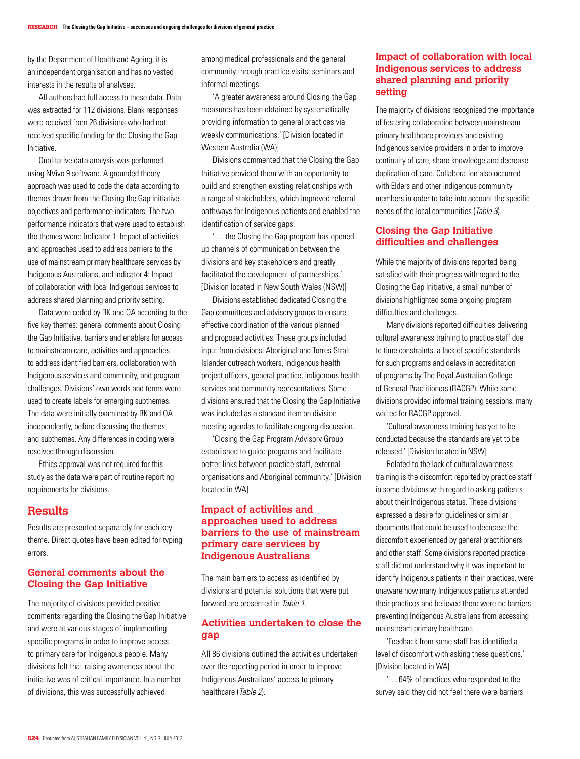by the Department of Health and Ageing, it is an independent organisation and has no vested interests in the results of analyses.

All authors had full access to these data. Data was extracted for 112 divisions. Blank responses were received from 26 divisions who had not received specific funding for the Closing the Gap Initiative.

Qualitative data analysis was performed using NVivo 9 software. A grounded theory approach was used to code the data according to themes drawn from the Closing the Gap Initiative objectives and performance indicators. The two performance indicators that were used to establish the themes were: Indicator 1: Impact of activities and approaches used to address barriers to the use of mainstream primary healthcare services by Indigenous Australians, and Indicator 4: Impact of collaboration with local Indigenous services to address shared planning and priority setting.

Data were coded by RK and OA according to the five key themes: general comments about Closing the Gap Initiative, barriers and enablers for access to mainstream care, activities and approaches to address identified barriers, collaboration with Indigenous services and community, and program challenges. Divisions' own words and terms were used to create labels for emerging subthemes. The data were initially examined by RK and OA independently, before discussing the themes and subthemes. Any differences in coding were resolved through discussion.

Ethics approval was not required for this study as the data were part of routine reporting requirements for divisions.

## Results

Results are presented separately for each key theme. Direct quotes have been edited for typing errors.

### General comments about the Closing the Gap Initiative

The majority of divisions provided positive comments regarding the Closing the Gap Initiative and were at various stages of implementing specific programs in order to improve access to primary care for Indigenous people. Many divisions felt that raising awareness about the initiative was of critical importance. In a number of divisions, this was successfully achieved among medical professionals and the general community through practice visits, seminars and informal meetings.

'A greater awareness around Closing the Gap measures has been obtained by systematically providing information to general practices via weekly communications.' [Division located in Western Australia (WA)]

Divisions commented that the Closing the Gap Initiative provided them with an opportunity to build and strengthen existing relationships with a range of stakeholders, which improved referral pathways for Indigenous patients and enabled the identification of service gaps.

'… the Closing the Gap program has opened up channels of communication between the divisions and key stakeholders and greatly facilitated the development of partnerships.' [Division located in New South Wales (NSW)]

Divisions established dedicated Closing the Gap committees and advisory groups to ensure effective coordination of the various planned and proposed activities. These groups included input from divisions, Aboriginal and Torres Strait Islander outreach workers, Indigenous health project officers, general practice, Indigenous health services and community representatives. Some divisions ensured that the Closing the Gap Initiative was included as a standard item on division meeting agendas to facilitate ongoing discussion.

'Closing the Gap Program Advisory Group established to guide programs and facilitate better links between practice staff, external organisations and Aboriginal community.' [Division located in WA]

### Impact of activities and approaches used to address barriers to the use of mainstream primary care services by Indigenous Australians

The main barriers to access as identified by divisions and potential solutions that were put forward are presented in *Table 1*.

### Activities undertaken to close the gap

All 86 divisions outlined the activities undertaken over the reporting period in order to improve Indigenous Australians' access to primary healthcare (*Table 2*).

### Impact of collaboration with local Indigenous services to address shared planning and priority setting

The majority of divisions recognised the importance of fostering collaboration between mainstream primary healthcare providers and existing Indigenous service providers in order to improve continuity of care, share knowledge and decrease duplication of care. Collaboration also occurred with Elders and other Indigenous community members in order to take into account the specific needs of the local communities (*Table 3*).

### Closing the Gap Initiative difficulties and challenges

While the majority of divisions reported being satisfied with their progress with regard to the Closing the Gap Initiative, a small number of divisions highlighted some ongoing program difficulties and challenges.

Many divisions reported difficulties delivering cultural awareness training to practice staff due to time constraints, a lack of specific standards for such programs and delays in accreditation of programs by The Royal Australian College of General Practitioners (RACGP). While some divisions provided informal training sessions, many waited for RACGP approval.

'Cultural awareness training has yet to be conducted because the standards are yet to be released.' [Division located in NSW]

Related to the lack of cultural awareness training is the discomfort reported by practice staff in some divisions with regard to asking patients about their Indigenous status. These divisions expressed a desire for guidelines or similar documents that could be used to decrease the discomfort experienced by general practitioners and other staff. Some divisions reported practice staff did not understand why it was important to identify Indigenous patients in their practices, were unaware how many Indigenous patients attended their practices and believed there were no barriers preventing Indigenous Australians from accessing mainstream primary healthcare.

'Feedback from some staff has identified a level of discomfort with asking these questions.' [Division located in WA]

'… 64% of practices who responded to the survey said they did not feel there were barriers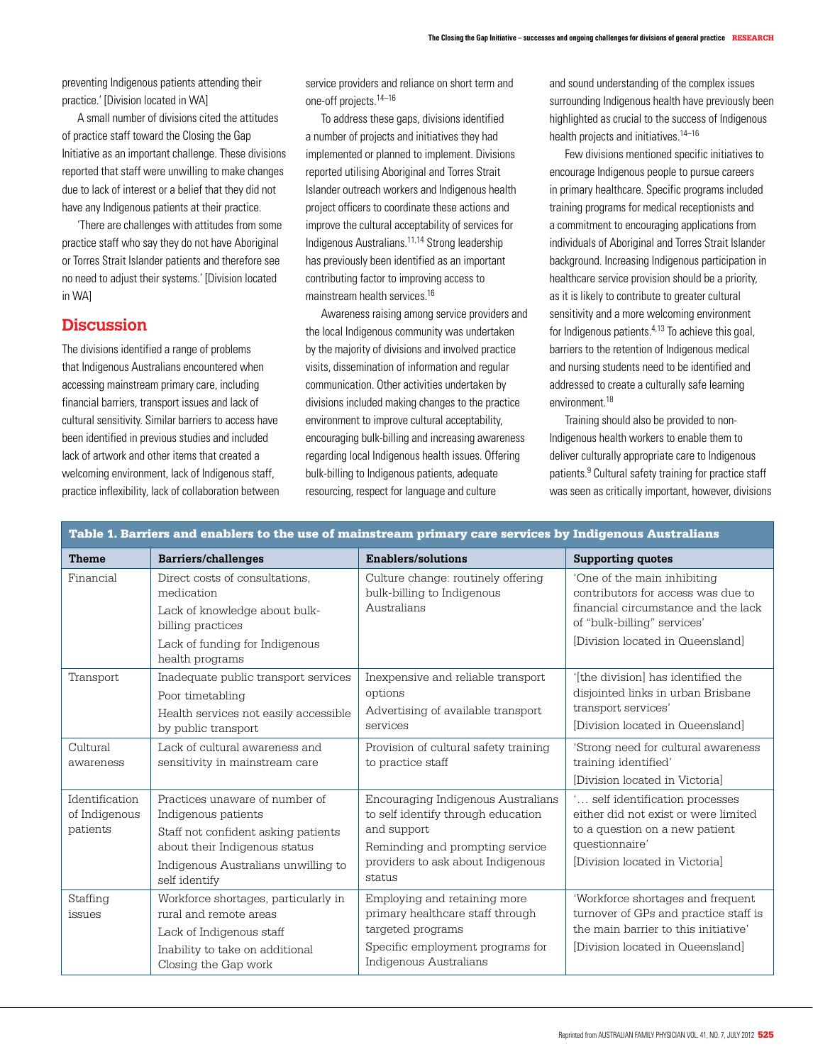preventing Indigenous patients attending their practice.' [Division located in WA]

A small number of divisions cited the attitudes of practice staff toward the Closing the Gap Initiative as an important challenge. These divisions reported that staff were unwilling to make changes due to lack of interest or a belief that they did not have any Indigenous patients at their practice.

'There are challenges with attitudes from some practice staff who say they do not have Aboriginal or Torres Strait Islander patients and therefore see no need to adjust their systems.' [Division located in WA]

## Discussion

The divisions identified a range of problems that Indigenous Australians encountered when accessing mainstream primary care, including financial barriers, transport issues and lack of cultural sensitivity. Similar barriers to access have been identified in previous studies and included lack of artwork and other items that created a welcoming environment, lack of Indigenous staff, practice inflexibility, lack of collaboration between service providers and reliance on short term and one-off projects.[14–16]

To address these gaps, divisions identified a number of projects and initiatives they had implemented or planned to implement. Divisions reported utilising Aboriginal and Torres Strait Islander outreach workers and Indigenous health project officers to coordinate these actions and improve the cultural acceptability of services for Indigenous Australians.[11,14] Strong leadership has previously been identified as an important contributing factor to improving access to mainstream health services.[16]

Awareness raising among service providers and the local Indigenous community was undertaken by the majority of divisions and involved practice visits, dissemination of information and regular communication. Other activities undertaken by divisions included making changes to the practice environment to improve cultural acceptability, encouraging bulk-billing and increasing awareness regarding local Indigenous health issues. Offering bulk-billing to Indigenous patients, adequate resourcing, respect for language and culture and sound understanding of the complex issues surrounding Indigenous health have previously been highlighted as crucial to the success of Indigenous health projects and initiatives.[14–16]

Few divisions mentioned specific initiatives to encourage Indigenous people to pursue careers in primary healthcare. Specific programs included training programs for medical receptionists and a commitment to encouraging applications from individuals of Aboriginal and Torres Strait Islander background. Increasing Indigenous participation in healthcare service provision should be a priority, as it is likely to contribute to greater cultural sensitivity and a more welcoming environment for Indigenous patients.[4,13] To achieve this goal, barriers to the retention of Indigenous medical and nursing students need to be identified and addressed to create a culturally safe learning environment.[18]

Training should also be provided to non-Indigenous health workers to enable them to deliver culturally appropriate care to Indigenous patients.[9] Cultural safety training for practice staff was seen as critically important, however, divisions

**Table 1. Barriers and enablers to the use of mainstream primary care services by Indigenous Australians**

| Theme | Barriers/challenges | Enablers/solutions | Supporting quotes |
|---|---|---|---|
| Financial | Direct costs of consultations, medication<br>Lack of knowledge about bulk-billing practices<br>Lack of funding for Indigenous health programs | Culture change: routinely offering bulk-billing to Indigenous Australians | 'One of the main inhibiting contributors for access was due to financial circumstance and the lack of "bulk-billing" services'<br>[Division located in Queensland] |
| Transport | Inadequate public transport services<br>Poor timetabling<br>Health services not easily accessible by public transport | Inexpensive and reliable transport options<br>Advertising of available transport services | '[the division] has identified the disjointed links in urban Brisbane transport services'<br>[Division located in Queensland] |
| Cultural awareness | Lack of cultural awareness and sensitivity in mainstream care | Provision of cultural safety training to practice staff | 'Strong need for cultural awareness training identified'<br>[Division located in Victoria] |
| Identification of Indigenous patients | Practices unaware of number of Indigenous patients<br>Staff not confident asking patients about their Indigenous status<br>Indigenous Australians unwilling to self identify | Encouraging Indigenous Australians to self identify through education and support<br>Reminding and prompting service providers to ask about Indigenous status | '… self identification processes either did not exist or were limited to a question on a new patient questionnaire'<br>[Division located in Victoria] |
| Staffing issues | Workforce shortages, particularly in rural and remote areas<br>Lack of Indigenous staff<br>Inability to take on additional Closing the Gap work | Employing and retaining more primary healthcare staff through targeted programs<br>Specific employment programs for Indigenous Australians | 'Workforce shortages and frequent turnover of GPs and practice staff is the main barrier to this initiative'<br>[Division located in Queensland] |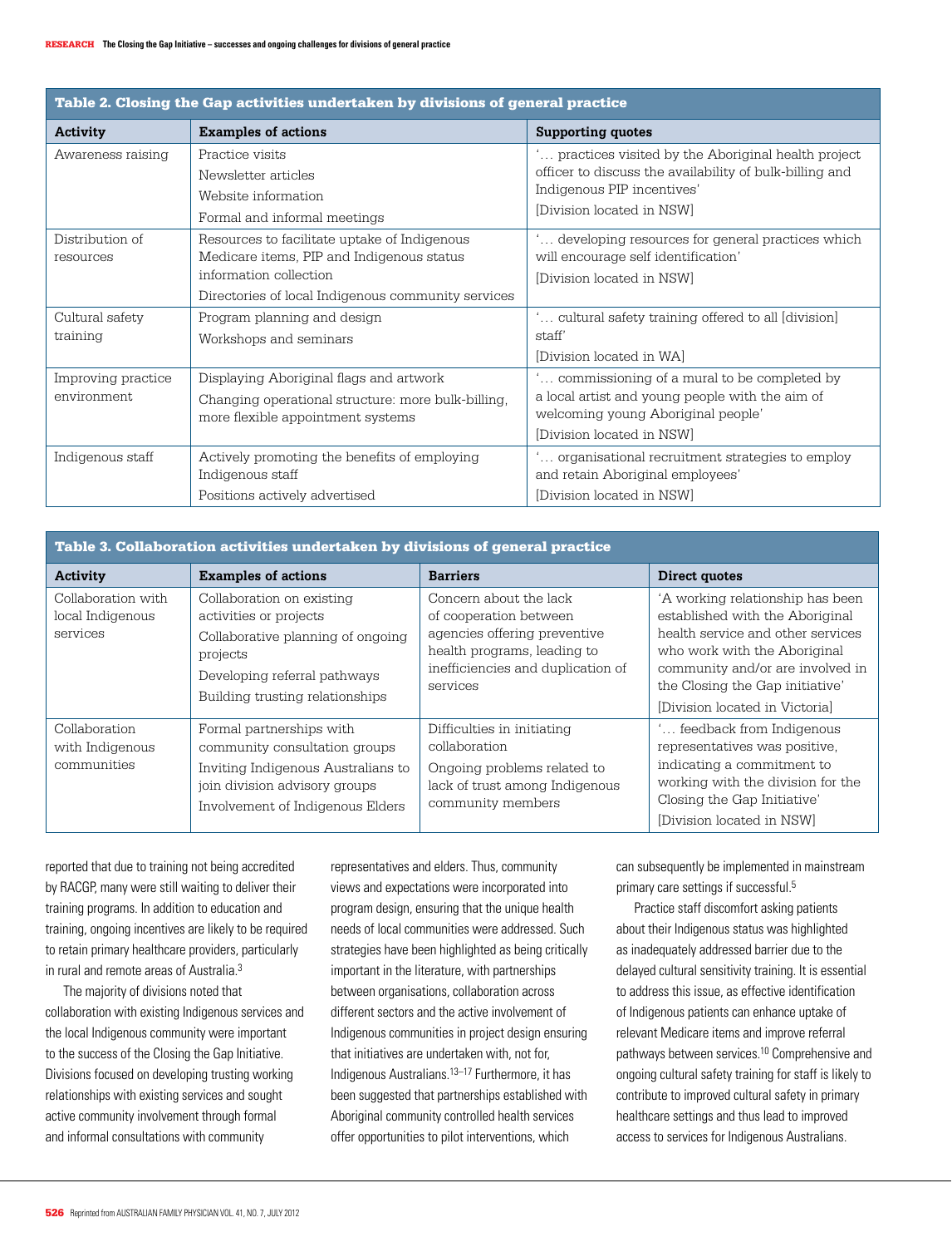**Table 2. Closing the Gap activities undertaken by divisions of general practice**

| Activity | Examples of actions | Supporting quotes |
|---|---|---|
| Awareness raising | Practice visits<br>Newsletter articles<br>Website information<br>Formal and informal meetings | '… practices visited by the Aboriginal health project officer to discuss the availability of bulk-billing and Indigenous PIP incentives'<br>[Division located in NSW] |
| Distribution of resources | Resources to facilitate uptake of Indigenous Medicare items, PIP and Indigenous status information collection<br>Directories of local Indigenous community services | '… developing resources for general practices which will encourage self identification'<br>[Division located in NSW] |
| Cultural safety training | Program planning and design<br>Workshops and seminars | '… cultural safety training offered to all [division] staff'<br>[Division located in WA] |
| Improving practice environment | Displaying Aboriginal flags and artwork<br>Changing operational structure: more bulk-billing, more flexible appointment systems | '… commissioning of a mural to be completed by a local artist and young people with the aim of welcoming young Aboriginal people'<br>[Division located in NSW] |
| Indigenous staff | Actively promoting the benefits of employing Indigenous staff<br>Positions actively advertised | '… organisational recruitment strategies to employ and retain Aboriginal employees'<br>[Division located in NSW] |

**Table 3. Collaboration activities undertaken by divisions of general practice**

| Activity | Examples of actions | Barriers | Direct quotes |
|---|---|---|---|
| Collaboration with local Indigenous services | Collaboration on existing activities or projects<br>Collaborative planning of ongoing projects<br>Developing referral pathways<br>Building trusting relationships | Concern about the lack of cooperation between agencies offering preventive health programs, leading to inefficiencies and duplication of services | 'A working relationship has been established with the Aboriginal health service and other services who work with the Aboriginal community and/or are involved in the Closing the Gap initiative'<br>[Division located in Victoria] |
| Collaboration with Indigenous communities | Formal partnerships with community consultation groups<br>Inviting Indigenous Australians to join division advisory groups<br>Involvement of Indigenous Elders | Difficulties in initiating collaboration<br>Ongoing problems related to lack of trust among Indigenous community members | '… feedback from Indigenous representatives was positive, indicating a commitment to working with the division for the Closing the Gap Initiative'<br>[Division located in NSW] |

reported that due to training not being accredited by RACGP, many were still waiting to deliver their training programs. In addition to education and training, ongoing incentives are likely to be required to retain primary healthcare providers, particularly in rural and remote areas of Australia.[3]

The majority of divisions noted that collaboration with existing Indigenous services and the local Indigenous community were important to the success of the Closing the Gap Initiative. Divisions focused on developing trusting working relationships with existing services and sought active community involvement through formal and informal consultations with community representatives and elders. Thus, community views and expectations were incorporated into program design, ensuring that the unique health needs of local communities were addressed. Such strategies have been highlighted as being critically important in the literature, with partnerships between organisations, collaboration across different sectors and the active involvement of Indigenous communities in project design ensuring that initiatives are undertaken with, not for, Indigenous Australians.[13–17] Furthermore, it has been suggested that partnerships established with Aboriginal community controlled health services offer opportunities to pilot interventions, which can subsequently be implemented in mainstream primary care settings if successful.[5]

Practice staff discomfort asking patients about their Indigenous status was highlighted as inadequately addressed barrier due to the delayed cultural sensitivity training. It is essential to address this issue, as effective identification of Indigenous patients can enhance uptake of relevant Medicare items and improve referral pathways between services.[10] Comprehensive and ongoing cultural safety training for staff is likely to contribute to improved cultural safety in primary healthcare settings and thus lead to improved access to services for Indigenous Australians.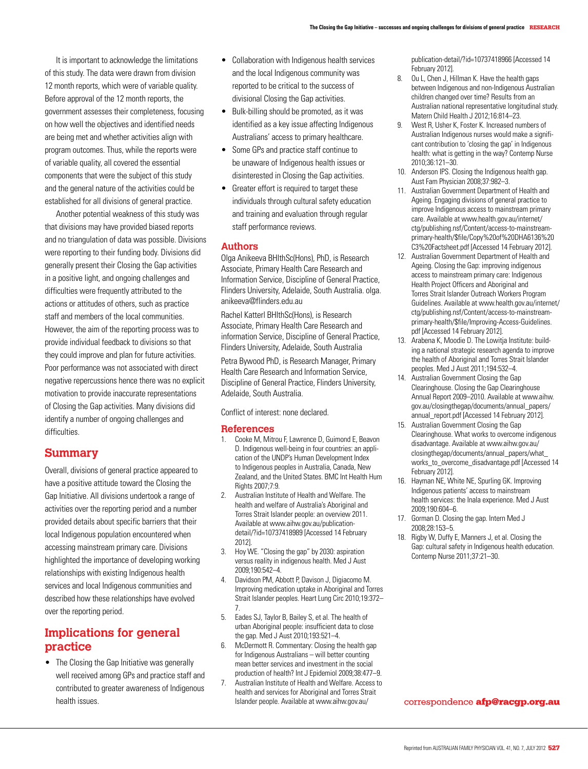It is important to acknowledge the limitations of this study. The data were drawn from division 12 month reports, which were of variable quality. Before approval of the 12 month reports, the government assesses their completeness, focusing on how well the objectives and identified needs are being met and whether activities align with program outcomes. Thus, while the reports were of variable quality, all covered the essential components that were the subject of this study and the general nature of the activities could be established for all divisions of general practice.

Another potential weakness of this study was that divisions may have provided biased reports and no triangulation of data was possible. Divisions were reporting to their funding body. Divisions did generally present their Closing the Gap activities in a positive light, and ongoing challenges and difficulties were frequently attributed to the actions or attitudes of others, such as practice staff and members of the local communities. However, the aim of the reporting process was to provide individual feedback to divisions so that they could improve and plan for future activities. Poor performance was not associated with direct negative repercussions hence there was no explicit motivation to provide inaccurate representations of Closing the Gap activities. Many divisions did identify a number of ongoing challenges and difficulties.

## Summary

Overall, divisions of general practice appeared to have a positive attitude toward the Closing the Gap Initiative. All divisions undertook a range of activities over the reporting period and a number provided details about specific barriers that their local Indigenous population encountered when accessing mainstream primary care. Divisions highlighted the importance of developing working relationships with existing Indigenous health services and local Indigenous communities and described how these relationships have evolved over the reporting period.

## Implications for general practice

- The Closing the Gap Initiative was generally well received among GPs and practice staff and contributed to greater awareness of Indigenous health issues.
- Collaboration with Indigenous health services and the local Indigenous community was reported to be critical to the success of divisional Closing the Gap activities.
- Bulk-billing should be promoted, as it was identified as a key issue affecting Indigenous Australians' access to primary healthcare.
- Some GPs and practice staff continue to be unaware of Indigenous health issues or disinterested in Closing the Gap activities.
- Greater effort is required to target these individuals through cultural safety education and training and evaluation through regular staff performance reviews.

## Authors

Olga Anikeeva BHlthSc(Hons), PhD, is Research Associate, Primary Health Care Research and Information Service, Discipline of General Practice, Flinders University, Adelaide, South Australia. olga.anikeeva@flinders.edu.au

Rachel Katterl BHlthSc(Hons), is Research Associate, Primary Health Care Research and information Service, Discipline of General Practice, Flinders University, Adelaide, South Australia

Petra Bywood PhD, is Research Manager, Primary Health Care Research and Information Service, Discipline of General Practice, Flinders University, Adelaide, South Australia.

Conflict of interest: none declared.

## References

1. Cooke M, Mitrou F, Lawrence D, Guimond E, Beavon D. Indigenous well-being in four countries: an application of the UNDP's Human Development Index to Indigenous peoples in Australia, Canada, New Zealand, and the United States. BMC Int Health Hum Rights 2007;7:9.
2. Australian Institute of Health and Welfare. The health and welfare of Australia's Aboriginal and Torres Strait Islander people: an overview 2011. Available at www.aihw.gov.au/publication-detail/?id=10737418989 [Accessed 14 February 2012].
3. Hoy WE. "Closing the gap" by 2030: aspiration versus reality in indigenous health. Med J Aust 2009;190:542–4.
4. Davidson PM, Abbott P, Davison J, Digiacomo M. Improving medication uptake in Aboriginal and Torres Strait Islander peoples. Heart Lung Circ 2010;19:372–7.
5. Eades SJ, Taylor B, Bailey S, et al. The health of urban Aboriginal people: insufficient data to close the gap. Med J Aust 2010;193:521–4.
6. McDermott R. Commentary: Closing the health gap for Indigenous Australians – will better counting mean better services and investment in the social production of health? Int J Epidemiol 2009;38:477–9.
7. Australian Institute of Health and Welfare. Access to health and services for Aboriginal and Torres Strait Islander people. Available at www.aihw.gov.au/publication-detail/?id=10737418966 [Accessed 14 February 2012].
8. Ou L, Chen J, Hillman K. Have the health gaps between Indigenous and non-Indigenous Australian children changed over time? Results from an Australian national representative longitudinal study. Matern Child Health J 2012;16:814–23.
9. West R, Usher K, Foster K. Increased numbers of Australian Indigenous nurses would make a significant contribution to 'closing the gap' in Indigenous health: what is getting in the way? Contemp Nurse 2010;36:121–30.
10. Anderson IPS. Closing the Indigenous health gap. Aust Fam Physician 2008;37:982–3.
11. Australian Government Department of Health and Ageing. Engaging divisions of general practice to improve Indigenous access to mainstream primary care. Available at www.health.gov.au/internet/ctg/publishing.nsf/Content/access-to-mainstream-primary-health/$file/Copy%20of%20DHA6136%20C3%20Factsheet.pdf [Accessed 14 February 2012].
12. Australian Government Department of Health and Ageing. Closing the Gap: improving indigenous access to mainstream primary care: Indigenous Health Project Officers and Aboriginal and Torres Strait Islander Outreach Workers Program Guidelines. Available at www.health.gov.au/internet/ctg/publishing.nsf/Content/access-to-mainstream-primary-health/$file/Improving-Access-Guidelines.pdf [Accessed 14 February 2012].
13. Arabena K, Moodie D. The Lowitja Institute: building a national strategic research agenda to improve the health of Aboriginal and Torres Strait Islander peoples. Med J Aust 2011;194:532–4.
14. Australian Government Closing the Gap Clearinghouse. Closing the Gap Clearinghouse Annual Report 2009–2010. Available at www.aihw.gov.au/closingthegap/documents/annual_papers/annual_report.pdf [Accessed 14 February 2012].
15. Australian Government Closing the Gap Clearinghouse. What works to overcome indigenous disadvantage. Available at www.aihw.gov.au/closingthegap/documents/annual_papers/what_works_to_overcome_disadvantage.pdf [Accessed 14 February 2012].
16. Hayman NE, White NE, Spurling GK. Improving Indigenous patients' access to mainstream health services: the Inala experience. Med J Aust 2009;190:604–6.
17. Gorman D. Closing the gap. Intern Med J 2008;28:153–5.
18. Rigby W, Duffy E, Manners J, et al. Closing the Gap: cultural safety in Indigenous health education. Contemp Nurse 2011;37:21–30.

correspondence **afp@racgp.org.au**